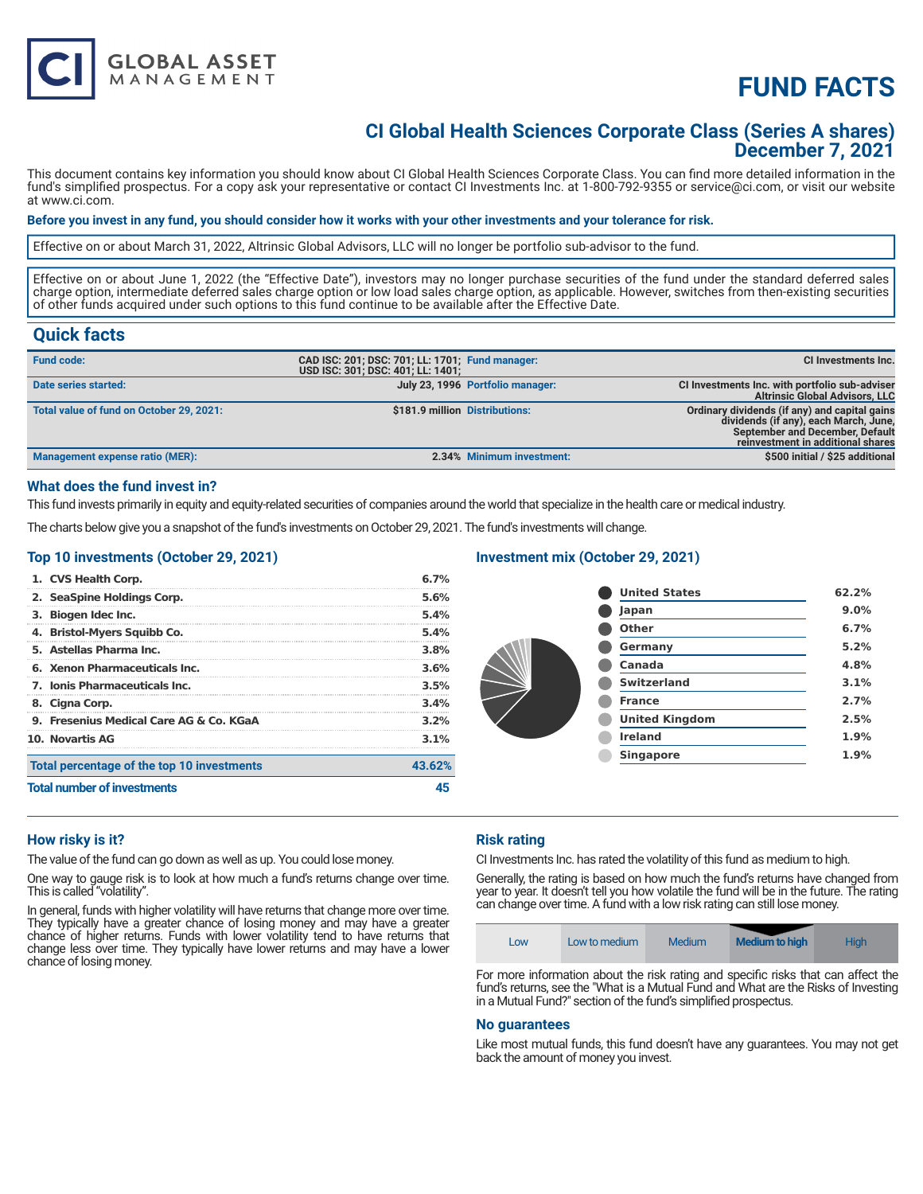# FUND FACTS

## CI Global Health Sciences Corporate Class (Series A shares)
## December 7, 2021

This document contains key information you should know about CI Global Health Sciences Corporate Class. You can find more detailed information in the fund's simplified prospectus. For a copy ask your representative or contact CI Investments Inc. at 1-800-792-9355 or service@ci.com, or visit our website at www.ci.com.

**Before you invest in any fund, you should consider how it works with your other investments and your tolerance for risk.**

Effective on or about March 31, 2022, Altrinsic Global Advisors, LLC will no longer be portfolio sub-advisor to the fund.

Effective on or about June 1, 2022 (the "Effective Date"), investors may no longer purchase securities of the fund under the standard deferred sales charge option, intermediate deferred sales charge option or low load sales charge option, as applicable. However, switches from then-existing securities of other funds acquired under such options to this fund continue to be available after the Effective Date.

## Quick facts

| | | | |
|---|---|---|---|
| **Fund code:** | CAD ISC: 201; DSC: 701; LL: 1701; USD ISC: 301; DSC: 401; LL: 1401; | **Fund manager:** | CI Investments Inc. |
| **Date series started:** | July 23, 1996 | **Portfolio manager:** | CI Investments Inc. with portfolio sub-adviser Altrinsic Global Advisors, LLC |
| **Total value of fund on October 29, 2021:** | $181.9 million | **Distributions:** | Ordinary dividends (if any) and capital gains dividends (if any), each March, June, September and December, Default reinvestment in additional shares |
| **Management expense ratio (MER):** | 2.34% | **Minimum investment:** | $500 initial / $25 additional |

### What does the fund invest in?

This fund invests primarily in equity and equity-related securities of companies around the world that specialize in the health care or medical industry.

The charts below give you a snapshot of the fund's investments on October 29, 2021. The fund's investments will change.

### Top 10 investments (October 29, 2021)

| | |
|---|---|
| 1. CVS Health Corp. | 6.7% |
| 2. SeaSpine Holdings Corp. | 5.6% |
| 3. Biogen Idec Inc. | 5.4% |
| 4. Bristol-Myers Squibb Co. | 5.4% |
| 5. Astellas Pharma Inc. | 3.8% |
| 6. Xenon Pharmaceuticals Inc. | 3.6% |
| 7. Ionis Pharmaceuticals Inc. | 3.5% |
| 8. Cigna Corp. | 3.4% |
| 9. Fresenius Medical Care AG & Co. KGaA | 3.2% |
| 10. Novartis AG | 3.1% |
| **Total percentage of the top 10 investments** | **43.62%** |
| **Total number of investments** | **45** |

### Investment mix (October 29, 2021)

| | |
|---|---|
| United States | 62.2% |
| Japan | 9.0% |
| Other | 6.7% |
| Germany | 5.2% |
| Canada | 4.8% |
| Switzerland | 3.1% |
| France | 2.7% |
| United Kingdom | 2.5% |
| Ireland | 1.9% |
| Singapore | 1.9% |

### How risky is it?

The value of the fund can go down as well as up. You could lose money.

One way to gauge risk is to look at how much a fund's returns change over time. This is called "volatility".

In general, funds with higher volatility will have returns that change more over time. They typically have a greater chance of losing money and may have a greater chance of higher returns. Funds with lower volatility tend to have returns that change less over time. They typically have lower returns and may have a lower chance of losing money.

### Risk rating

CI Investments Inc. has rated the volatility of this fund as medium to high.

Generally, the rating is based on how much the fund's returns have changed from year to year. It doesn't tell you how volatile the fund will be in the future. The rating can change over time. A fund with a low risk rating can still lose money.

| Low | Low to medium | Medium | **Medium to high** | High |
|---|---|---|---|---|

For more information about the risk rating and specific risks that can affect the fund's returns, see the "What is a Mutual Fund and What are the Risks of Investing in a Mutual Fund?" section of the fund's simplified prospectus.

### No guarantees

Like most mutual funds, this fund doesn't have any guarantees. You may not get back the amount of money you invest.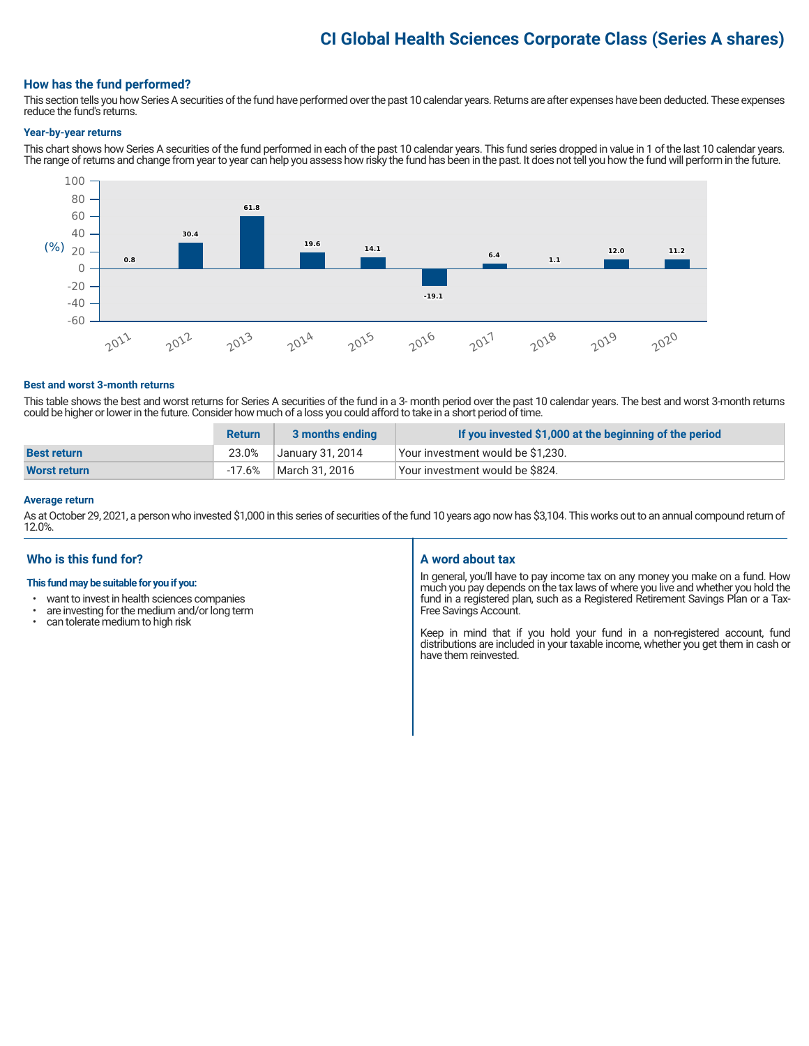# CI Global Health Sciences Corporate Class (Series A shares)

## How has the fund performed?

This section tells you how Series A securities of the fund have performed over the past 10 calendar years. Returns are after expenses have been deducted. These expenses reduce the fund's returns.

### Year-by-year returns

This chart shows how Series A securities of the fund performed in each of the past 10 calendar years. This fund series dropped in value in 1 of the last 10 calendar years. The range of returns and change from year to year can help you assess how risky the fund has been in the past. It does not tell you how the fund will perform in the future.

| Year | 2011 | 2012 | 2013 | 2014 | 2015 | 2016 | 2017 | 2018 | 2019 | 2020 |
|---|---|---|---|---|---|---|---|---|---|---|
| Return (%) | 0.8 | 30.4 | 61.8 | 19.6 | 14.1 | -19.1 | 6.4 | 1.1 | 12.0 | 11.2 |

### Best and worst 3-month returns

This table shows the best and worst returns for Series A securities of the fund in a 3- month period over the past 10 calendar years. The best and worst 3-month returns could be higher or lower in the future. Consider how much of a loss you could afford to take in a short period of time.

| | Return | 3 months ending | If you invested $1,000 at the beginning of the period |
|---|---|---|---|
| **Best return** | 23.0% | January 31, 2014 | Your investment would be $1,230. |
| **Worst return** | -17.6% | March 31, 2016 | Your investment would be $824. |

### Average return

As at October 29, 2021, a person who invested $1,000 in this series of securities of the fund 10 years ago now has $3,104. This works out to an annual compound return of 12.0%.

## Who is this fund for?

**This fund may be suitable for you if you:**

- want to invest in health sciences companies
- are investing for the medium and/or long term
- can tolerate medium to high risk

## A word about tax

In general, you'll have to pay income tax on any money you make on a fund. How much you pay depends on the tax laws of where you live and whether you hold the fund in a registered plan, such as a Registered Retirement Savings Plan or a Tax-Free Savings Account.

Keep in mind that if you hold your fund in a non-registered account, fund distributions are included in your taxable income, whether you get them in cash or have them reinvested.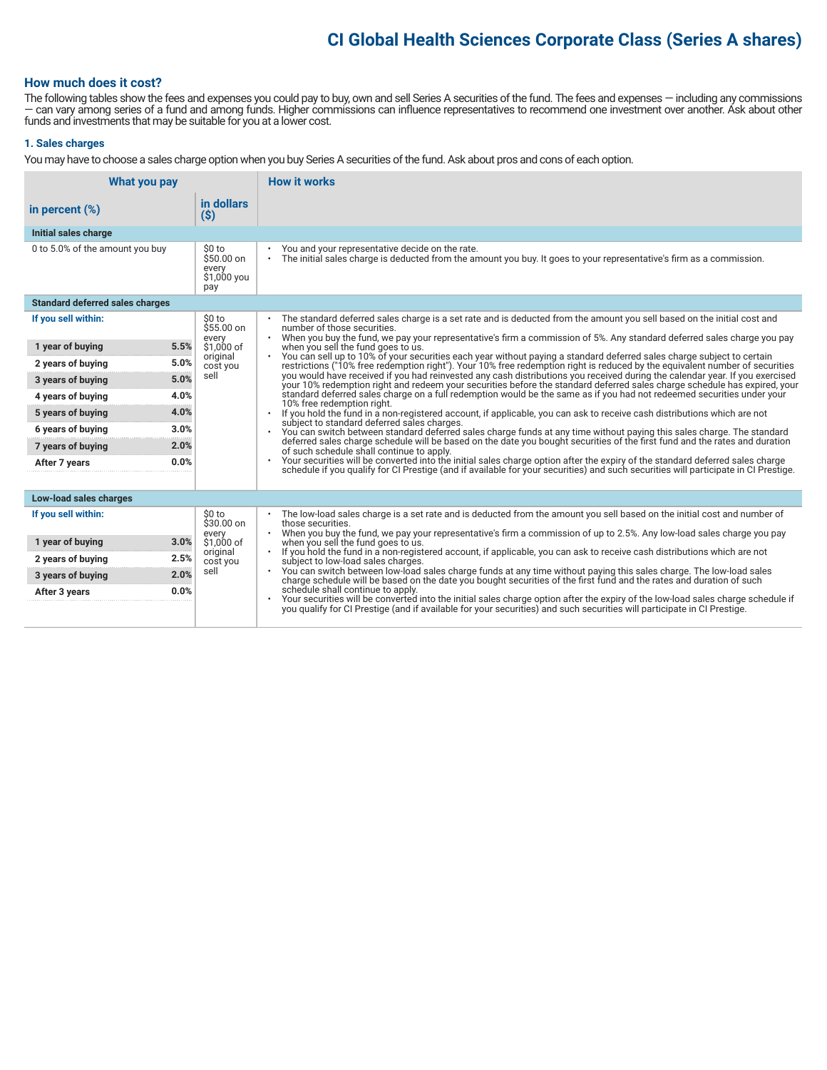# CI Global Health Sciences Corporate Class (Series A shares)

## How much does it cost?

The following tables show the fees and expenses you could pay to buy, own and sell Series A securities of the fund. The fees and expenses — including any commissions — can vary among series of a fund and among funds. Higher commissions can influence representatives to recommend one investment over another. Ask about other funds and investments that may be suitable for you at a lower cost.

### 1. Sales charges

You may have to choose a sales charge option when you buy Series A securities of the fund. Ask about pros and cons of each option.

| What you pay | | | How it works |
|---|---|---|---|
| **in percent (%)** | | **in dollars ($)** | |
| **Initial sales charge** | | | |
| 0 to 5.0% of the amount you buy | | $0 to $50.00 on every $1,000 you pay | • You and your representative decide on the rate.<br>• The initial sales charge is deducted from the amount you buy. It goes to your representative's firm as a commission. |
| **Standard deferred sales charges** | | | |
| **If you sell within:** | | $0 to $55.00 on every $1,000 of original cost you sell | • The standard deferred sales charge is a set rate and is deducted from the amount you sell based on the initial cost and number of those securities.<br>• When you buy the fund, we pay your representative's firm a commission of 5%. Any standard deferred sales charge you pay when you sell the fund goes to us.<br>• You can sell up to 10% of your securities each year without paying a standard deferred sales charge subject to certain restrictions ("10% free redemption right"). Your 10% free redemption right is reduced by the equivalent number of securities you would have received if you had reinvested any cash distributions you received during the calendar year. If you exercised your 10% redemption right and redeem your securities before the standard deferred sales charge schedule has expired, your standard deferred sales charge on a full redemption would be the same as if you had not redeemed securities under your 10% free redemption right.<br>• If you hold the fund in a non-registered account, if applicable, you can ask to receive cash distributions which are not subject to standard deferred sales charges.<br>• You can switch between standard deferred sales charge funds at any time without paying this sales charge. The standard deferred sales charge schedule will be based on the date you bought securities of the first fund and the rates and duration of such schedule shall continue to apply.<br>• Your securities will be converted into the initial sales charge option after the expiry of the standard deferred sales charge schedule if you qualify for CI Prestige (and if available for your securities) and such securities will participate in CI Prestige. |
| 1 year of buying | 5.5% | | |
| 2 years of buying | 5.0% | | |
| 3 years of buying | 5.0% | | |
| 4 years of buying | 4.0% | | |
| 5 years of buying | 4.0% | | |
| 6 years of buying | 3.0% | | |
| 7 years of buying | 2.0% | | |
| After 7 years | 0.0% | | |
| **Low-load sales charges** | | | |
| **If you sell within:** | | $0 to $30.00 on every $1,000 of original cost you sell | • The low-load sales charge is a set rate and is deducted from the amount you sell based on the initial cost and number of those securities.<br>• When you buy the fund, we pay your representative's firm a commission of up to 2.5%. Any low-load sales charge you pay when you sell the fund goes to us.<br>• If you hold the fund in a non-registered account, if applicable, you can ask to receive cash distributions which are not subject to low-load sales charges.<br>• You can switch between low-load sales charge funds at any time without paying this sales charge. The low-load sales charge schedule will be based on the date you bought securities of the first fund and the rates and duration of such schedule shall continue to apply.<br>• Your securities will be converted into the initial sales charge option after the expiry of the low-load sales charge schedule if you qualify for CI Prestige (and if available for your securities) and such securities will participate in CI Prestige. |
| 1 year of buying | 3.0% | | |
| 2 years of buying | 2.5% | | |
| 3 years of buying | 2.0% | | |
| After 3 years | 0.0% | | |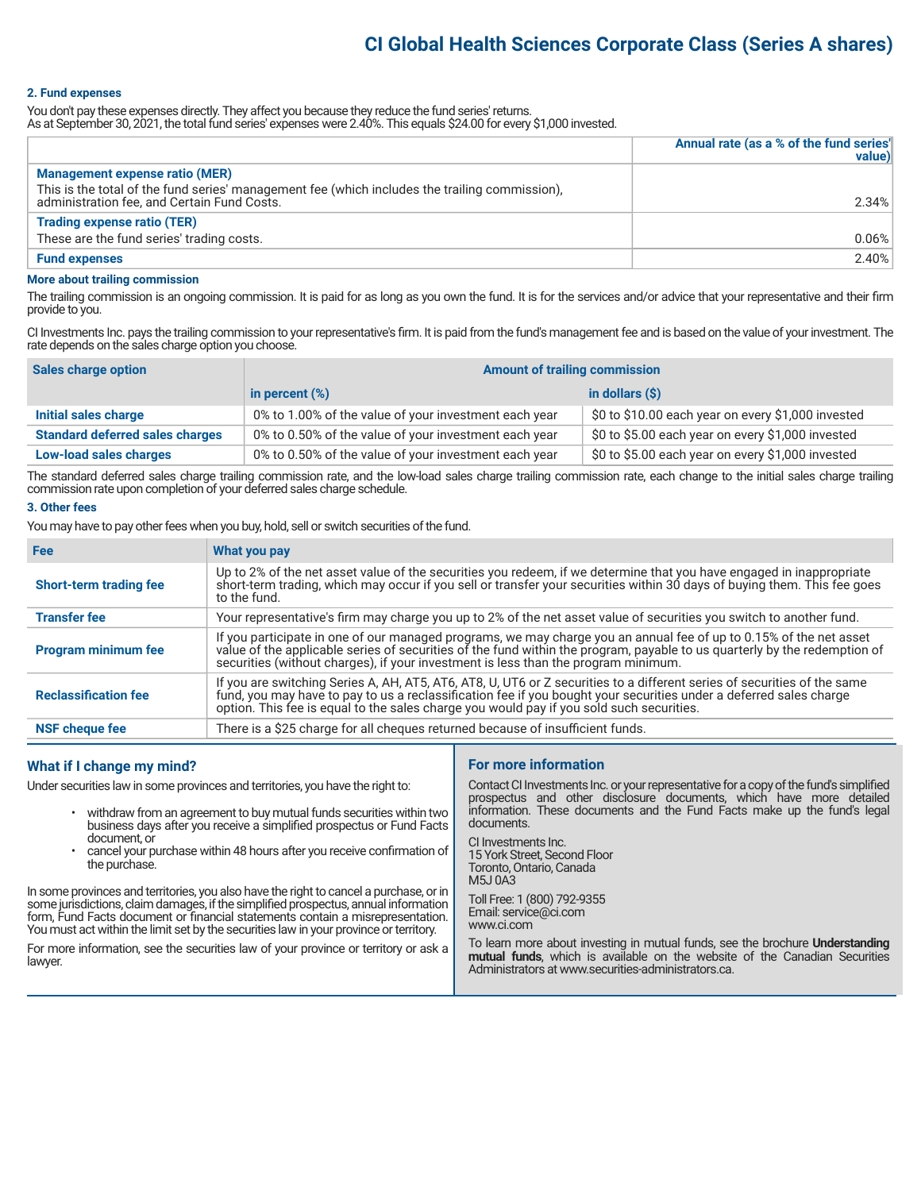# CI Global Health Sciences Corporate Class (Series A shares)

### 2. Fund expenses

You don't pay these expenses directly. They affect you because they reduce the fund series' returns.
As at September 30, 2021, the total fund series' expenses were 2.40%. This equals $24.00 for every $1,000 invested.

| | Annual rate (as a % of the fund series' value) |
|---|---|
| **Management expense ratio (MER)**<br>This is the total of the fund series' management fee (which includes the trailing commission), administration fee, and Certain Fund Costs. | 2.34% |
| **Trading expense ratio (TER)**<br>These are the fund series' trading costs. | 0.06% |
| **Fund expenses** | 2.40% |

**More about trailing commission**

The trailing commission is an ongoing commission. It is paid for as long as you own the fund. It is for the services and/or advice that your representative and their firm provide to you.

CI Investments Inc. pays the trailing commission to your representative's firm. It is paid from the fund's management fee and is based on the value of your investment. The rate depends on the sales charge option you choose.

| Sales charge option | Amount of trailing commission | |
|---|---|---|
| | in percent (%) | in dollars ($) |
| **Initial sales charge** | 0% to 1.00% of the value of your investment each year | $0 to $10.00 each year on every $1,000 invested |
| **Standard deferred sales charges** | 0% to 0.50% of the value of your investment each year | $0 to $5.00 each year on every $1,000 invested |
| **Low-load sales charges** | 0% to 0.50% of the value of your investment each year | $0 to $5.00 each year on every $1,000 invested |

The standard deferred sales charge trailing commission rate, and the low-load sales charge trailing commission rate, each change to the initial sales charge trailing commission rate upon completion of your deferred sales charge schedule.

### 3. Other fees

You may have to pay other fees when you buy, hold, sell or switch securities of the fund.

| Fee | What you pay |
|---|---|
| **Short-term trading fee** | Up to 2% of the net asset value of the securities you redeem, if we determine that you have engaged in inappropriate short-term trading, which may occur if you sell or transfer your securities within 30 days of buying them. This fee goes to the fund. |
| **Transfer fee** | Your representative's firm may charge you up to 2% of the net asset value of securities you switch to another fund. |
| **Program minimum fee** | If you participate in one of our managed programs, we may charge you an annual fee of up to 0.15% of the net asset value of the applicable series of securities of the fund within the program, payable to us quarterly by the redemption of securities (without charges), if your investment is less than the program minimum. |
| **Reclassification fee** | If you are switching Series A, AH, AT5, AT6, AT8, U, UT6 or Z securities to a different series of securities of the same fund, you may have to pay to us a reclassification fee if you bought your securities under a deferred sales charge option. This fee is equal to the sales charge you would pay if you sold such securities. |
| **NSF cheque fee** | There is a $25 charge for all cheques returned because of insufficient funds. |

## What if I change my mind?

Under securities law in some provinces and territories, you have the right to:

- withdraw from an agreement to buy mutual funds securities within two business days after you receive a simplified prospectus or Fund Facts document, or
- cancel your purchase within 48 hours after you receive confirmation of the purchase.

In some provinces and territories, you also have the right to cancel a purchase, or in some jurisdictions, claim damages, if the simplified prospectus, annual information form, Fund Facts document or financial statements contain a misrepresentation. You must act within the limit set by the securities law in your province or territory.

For more information, see the securities law of your province or territory or ask a lawyer.

## For more information

Contact CI Investments Inc. or your representative for a copy of the fund's simplified prospectus and other disclosure documents, which have more detailed information. These documents and the Fund Facts make up the fund's legal documents.

CI Investments Inc.
15 York Street, Second Floor
Toronto, Ontario, Canada
M5J 0A3

Toll Free: 1 (800) 792-9355
Email: service@ci.com
www.ci.com

To learn more about investing in mutual funds, see the brochure **Understanding mutual funds**, which is available on the website of the Canadian Securities Administrators at www.securities-administrators.ca.